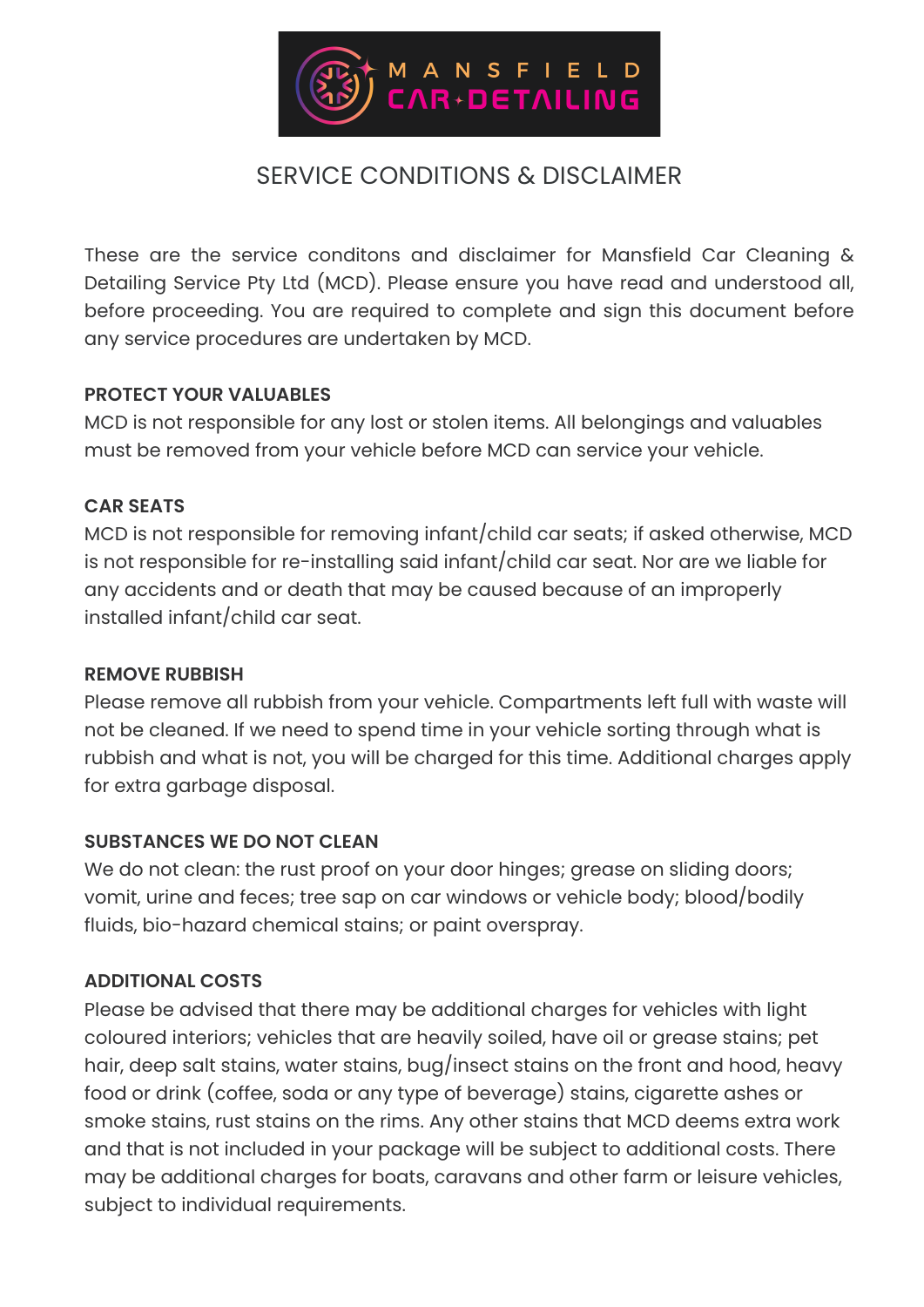MANSFIELD CAR DETAILING

# SERVICE CONDITIONS & DISCLAIMER

These are the service conditons and disclaimer for Mansfield Car Cleaning & Detailing Service Pty Ltd (MCD). Please ensure you have read and understood all, before proceeding. You are required to complete and sign this document before any service procedures are undertaken by MCD.

**PROTECT YOUR VALUABLES**

MCD is not responsible for any lost or stolen items. All belongings and valuables must be removed from your vehicle before MCD can service your vehicle.

**CAR SEATS**

MCD is not responsible for removing infant/child car seats; if asked otherwise, MCD is not responsible for re-installing said infant/child car seat. Nor are we liable for any accidents and or death that may be caused because of an improperly installed infant/child car seat.

**REMOVE RUBBISH**

Please remove all rubbish from your vehicle. Compartments left full with waste will not be cleaned. If we need to spend time in your vehicle sorting through what is rubbish and what is not, you will be charged for this time. Additional charges apply for extra garbage disposal.

**SUBSTANCES WE DO NOT CLEAN**

We do not clean: the rust proof on your door hinges; grease on sliding doors; vomit, urine and feces; tree sap on car windows or vehicle body; blood/bodily fluids, bio-hazard chemical stains; or paint overspray.

**ADDITIONAL COSTS**

Please be advised that there may be additional charges for vehicles with light coloured interiors; vehicles that are heavily soiled, have oil or grease stains; pet hair, deep salt stains, water stains, bug/insect stains on the front and hood, heavy food or drink (coffee, soda or any type of beverage) stains, cigarette ashes or smoke stains, rust stains on the rims. Any other stains that MCD deems extra work and that is not included in your package will be subject to additional costs. There may be additional charges for boats, caravans and other farm or leisure vehicles, subject to individual requirements.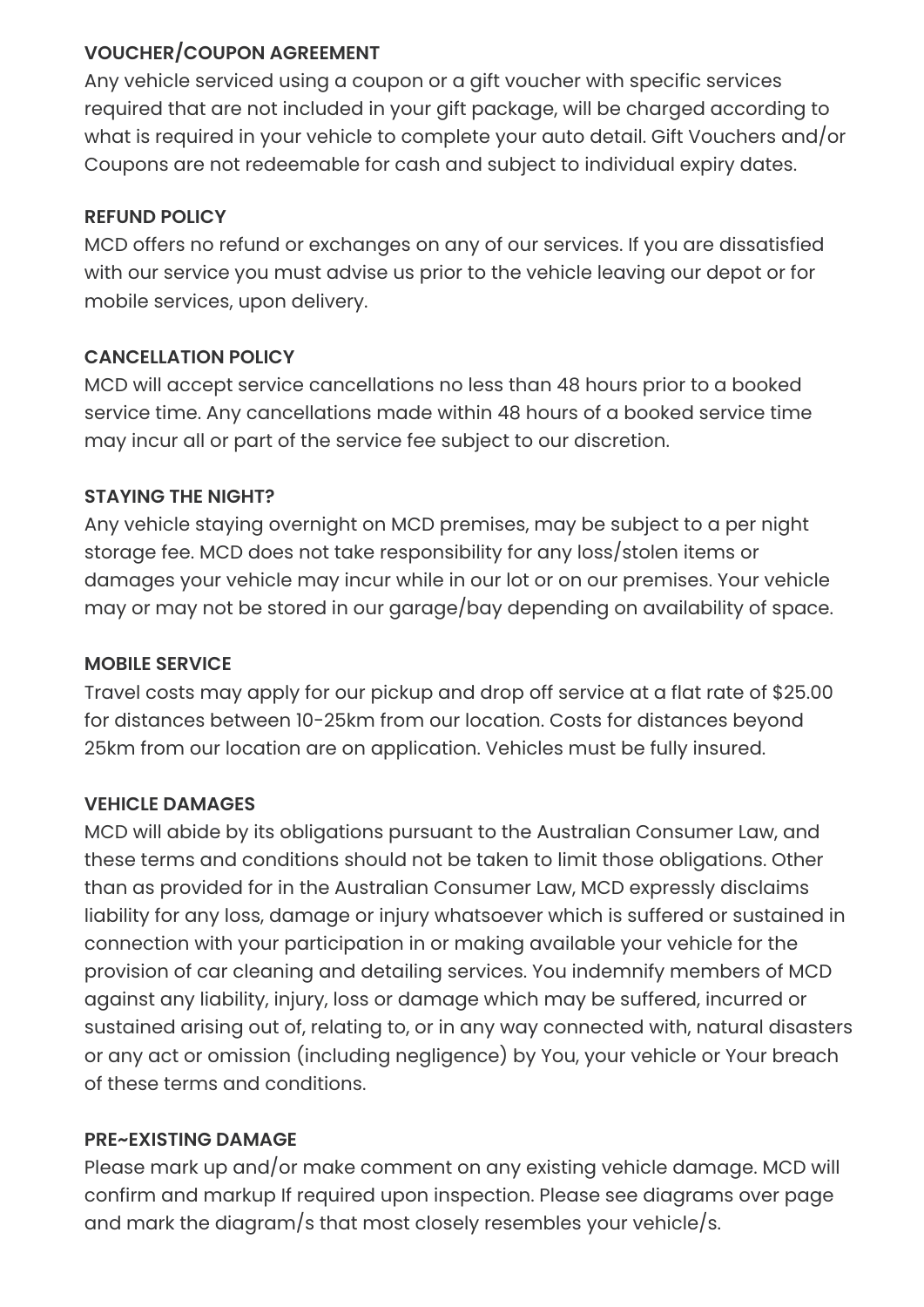**VOUCHER/COUPON AGREEMENT**

Any vehicle serviced using a coupon or a gift voucher with specific services required that are not included in your gift package, will be charged according to what is required in your vehicle to complete your auto detail. Gift Vouchers and/or Coupons are not redeemable for cash and subject to individual expiry dates.

**REFUND POLICY**

MCD offers no refund or exchanges on any of our services. If you are dissatisfied with our service you must advise us prior to the vehicle leaving our depot or for mobile services, upon delivery.

**CANCELLATION POLICY**

MCD will accept service cancellations no less than 48 hours prior to a booked service time. Any cancellations made within 48 hours of a booked service time may incur all or part of the service fee subject to our discretion.

**STAYING THE NIGHT?**

Any vehicle staying overnight on MCD premises, may be subject to a per night storage fee. MCD does not take responsibility for any loss/stolen items or damages your vehicle may incur while in our lot or on our premises. Your vehicle may or may not be stored in our garage/bay depending on availability of space.

**MOBILE SERVICE**

Travel costs may apply for our pickup and drop off service at a flat rate of $25.00 for distances between 10-25km from our location. Costs for distances beyond 25km from our location are on application. Vehicles must be fully insured.

**VEHICLE DAMAGES**

MCD will abide by its obligations pursuant to the Australian Consumer Law, and these terms and conditions should not be taken to limit those obligations. Other than as provided for in the Australian Consumer Law, MCD expressly disclaims liability for any loss, damage or injury whatsoever which is suffered or sustained in connection with your participation in or making available your vehicle for the provision of car cleaning and detailing services. You indemnify members of MCD against any liability, injury, loss or damage which may be suffered, incurred or sustained arising out of, relating to, or in any way connected with, natural disasters or any act or omission (including negligence) by You, your vehicle or Your breach of these terms and conditions.

**PRE~EXISTING DAMAGE**

Please mark up and/or make comment on any existing vehicle damage. MCD will confirm and markup If required upon inspection. Please see diagrams over page and mark the diagram/s that most closely resembles your vehicle/s.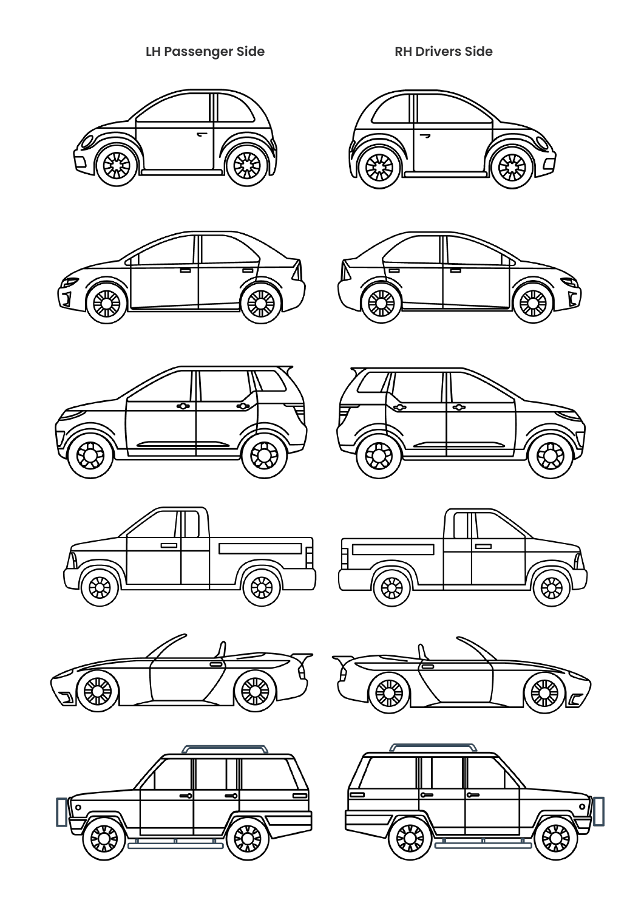LH Passenger Side

RH Drivers Side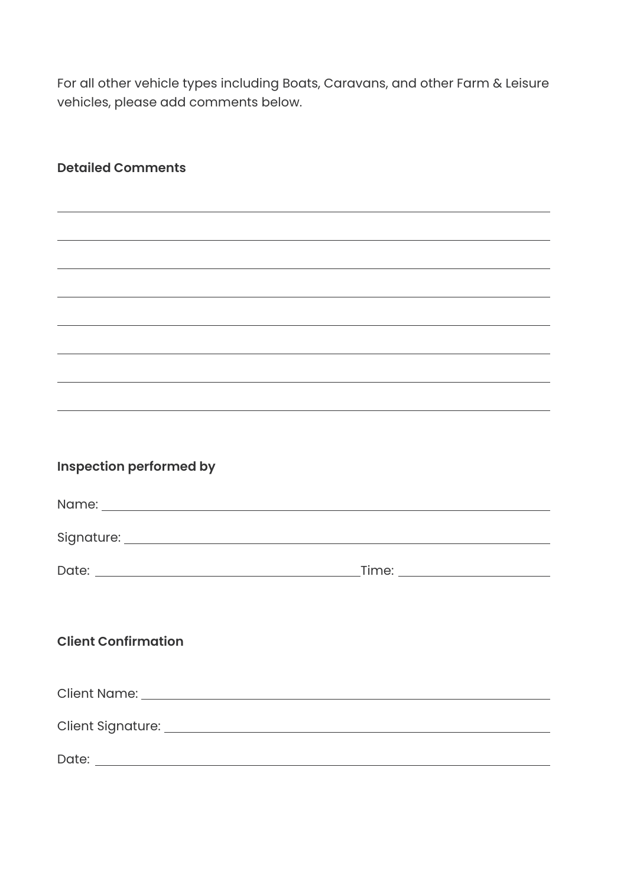For all other vehicle types including Boats, Caravans, and other Farm & Leisure vehicles, please add comments below.

**Detailed Comments**

______________________________________________________________________

______________________________________________________________________

______________________________________________________________________

______________________________________________________________________

______________________________________________________________________

______________________________________________________________________

______________________________________________________________________

______________________________________________________________________

**Inspection performed by**

Name: ______________________________________________________________

Signature: ___________________________________________________________

Date: ______________________________ Time: ____________________

**Client Confirmation**

Client Name: _________________________________________________________

Client Signature: ______________________________________________________

Date: ______________________________________________________________